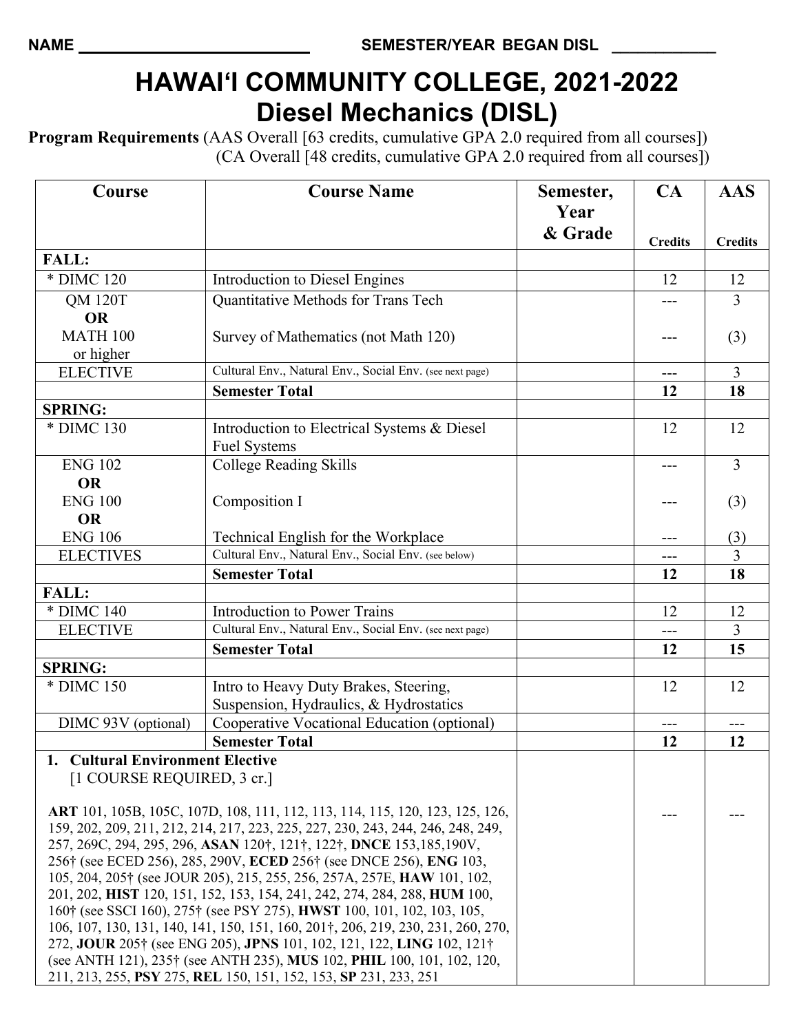NAME ____________________________ SEMESTER/YEAR BEGAN DISL ____________

# HAWAIʻI COMMUNITY COLLEGE, 2021-2022
# Diesel Mechanics (DISL)

**Program Requirements** (AAS Overall [63 credits, cumulative GPA 2.0 required from all courses])
(CA Overall [48 credits, cumulative GPA 2.0 required from all courses])

| Course | Course Name | Semester, Year & Grade | CA Credits | AAS Credits |
|---|---|---|---|---|
| **FALL:** | | | | |
| * DIMC 120 | Introduction to Diesel Engines | | 12 | 12 |
| QM 120T **OR** MATH 100 or higher | Quantitative Methods for Trans Tech / Survey of Mathematics (not Math 120) | | --- / --- | 3 / (3) |
| ELECTIVE | Cultural Env., Natural Env., Social Env. (see next page) | | --- | 3 |
| | **Semester Total** | | **12** | **18** |
| **SPRING:** | | | | |
| * DIMC 130 | Introduction to Electrical Systems & Diesel Fuel Systems | | 12 | 12 |
| ENG 102 **OR** ENG 100 **OR** ENG 106 | College Reading Skills / Composition I / Technical English for the Workplace | | --- / --- / --- | 3 / (3) / (3) |
| ELECTIVES | Cultural Env., Natural Env., Social Env. (see below) | | --- | 3 |
| | **Semester Total** | | **12** | **18** |
| **FALL:** | | | | |
| * DIMC 140 | Introduction to Power Trains | | 12 | 12 |
| ELECTIVE | Cultural Env., Natural Env., Social Env. (see next page) | | --- | 3 |
| | **Semester Total** | | **12** | **15** |
| **SPRING:** | | | | |
| * DIMC 150 | Intro to Heavy Duty Brakes, Steering, Suspension, Hydraulics, & Hydrostatics | | 12 | 12 |
| DIMC 93V (optional) | Cooperative Vocational Education (optional) | | --- | --- |
| | **Semester Total** | | **12** | **12** |
| **1. Cultural Environment Elective** [1 COURSE REQUIRED, 3 cr.] **ART** 101, 105B, 105C, 107D, 108, 111, 112, 113, 114, 115, 120, 123, 125, 126, 159, 202, 209, 211, 212, 214, 217, 223, 225, 227, 230, 243, 244, 246, 248, 249, 257, 269C, 294, 295, 296, **ASAN** 120†, 121†, 122†, **DNCE** 153,185,190V, 256† (see ECED 256), 285, 290V, **ECED** 256† (see DNCE 256), **ENG** 103, 105, 204, 205† (see JOUR 205), 215, 255, 256, 257A, 257E, **HAW** 101, 102, 201, 202, **HIST** 120, 151, 152, 153, 154, 241, 242, 274, 284, 288, **HUM** 100, 160† (see SSCI 160), 275† (see PSY 275), **HWST** 100, 101, 102, 103, 105, 106, 107, 130, 131, 140, 141, 150, 151, 160, 201†, 206, 219, 230, 231, 260, 270, 272, **JOUR** 205† (see ENG 205), **JPNS** 101, 102, 121, 122, **LING** 102, 121† (see ANTH 121), 235† (see ANTH 235), **MUS** 102, **PHIL** 100, 101, 102, 120, 211, 213, 255, **PSY** 275, **REL** 150, 151, 152, 153, **SP** 231, 233, 251 | | | --- | --- |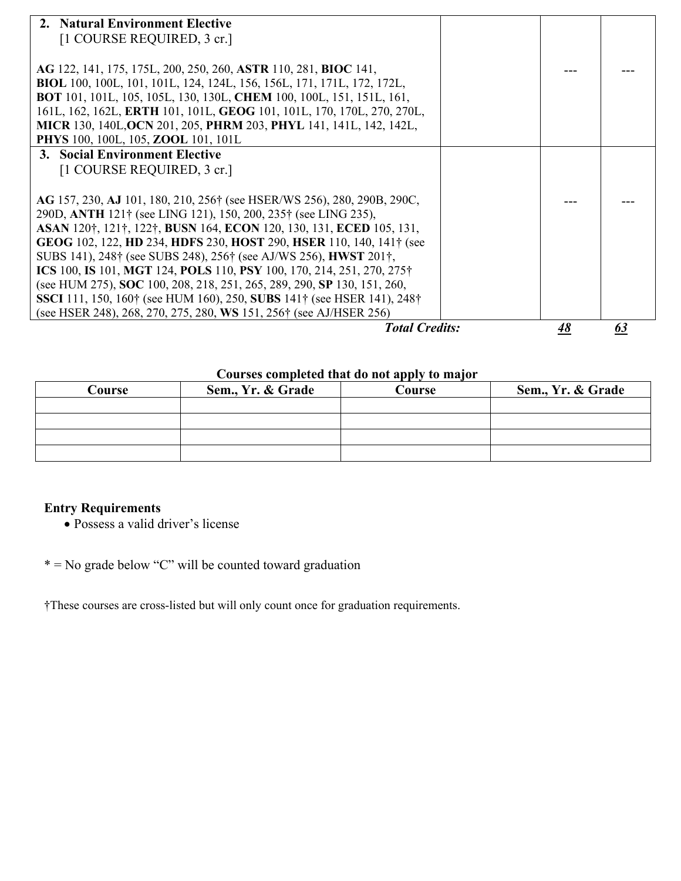| | | | |
|---|---|---|---|
| **2. Natural Environment Elective**<br>[1 COURSE REQUIRED, 3 cr.]<br><br>**AG** 122, 141, 175, 175L, 200, 250, 260, **ASTR** 110, 281, **BIOC** 141, **BIOL** 100, 100L, 101, 101L, 124, 124L, 156, 156L, 171, 171L, 172, 172L, **BOT** 101, 101L, 105, 105L, 130, 130L, **CHEM** 100, 100L, 151, 151L, 161, 161L, 162, 162L, **ERTH** 101, 101L, **GEOG** 101, 101L, 170, 170L, 270, 270L, **MICR** 130, 140L, **OCN** 201, 205, **PHRM** 203, **PHYL** 141, 141L, 142, 142L, **PHYS** 100, 100L, 105, **ZOOL** 101, 101L | | --- | --- |
| **3. Social Environment Elective**<br>[1 COURSE REQUIRED, 3 cr.]<br><br>**AG** 157, 230, **AJ** 101, 180, 210, 256† (see HSER/WS 256), 280, 290B, 290C, 290D, **ANTH** 121† (see LING 121), 150, 200, 235† (see LING 235), **ASAN** 120†, 121†, 122†, **BUSN** 164, **ECON** 120, 130, 131, **ECED** 105, 131, **GEOG** 102, 122, **HD** 234, **HDFS** 230, **HOST** 290, **HSER** 110, 140, 141† (see SUBS 141), 248† (see SUBS 248), 256† (see AJ/WS 256), **HWST** 201†, **ICS** 100, **IS** 101, **MGT** 124, **POLS** 110, **PSY** 100, 170, 214, 251, 270, 275† (see HUM 275), **SOC** 100, 208, 218, 251, 265, 289, 290, **SP** 130, 151, 260, **SSCI** 111, 150, 160† (see HUM 160), 250, **SUBS** 141† (see HSER 141), 248† (see HSER 248), 268, 270, 275, 280, **WS** 151, 256† (see AJ/HSER 256) | | --- | --- |
| ***Total Credits:*** | | ***48*** | ***63*** |

**Courses completed that do not apply to major**

| Course | Sem., Yr. & Grade | Course | Sem., Yr. & Grade |
|---|---|---|---|
| | | | |
| | | | |
| | | | |
| | | | |

**Entry Requirements**

- Possess a valid driver's license

* = No grade below "C" will be counted toward graduation

†These courses are cross-listed but will only count once for graduation requirements.